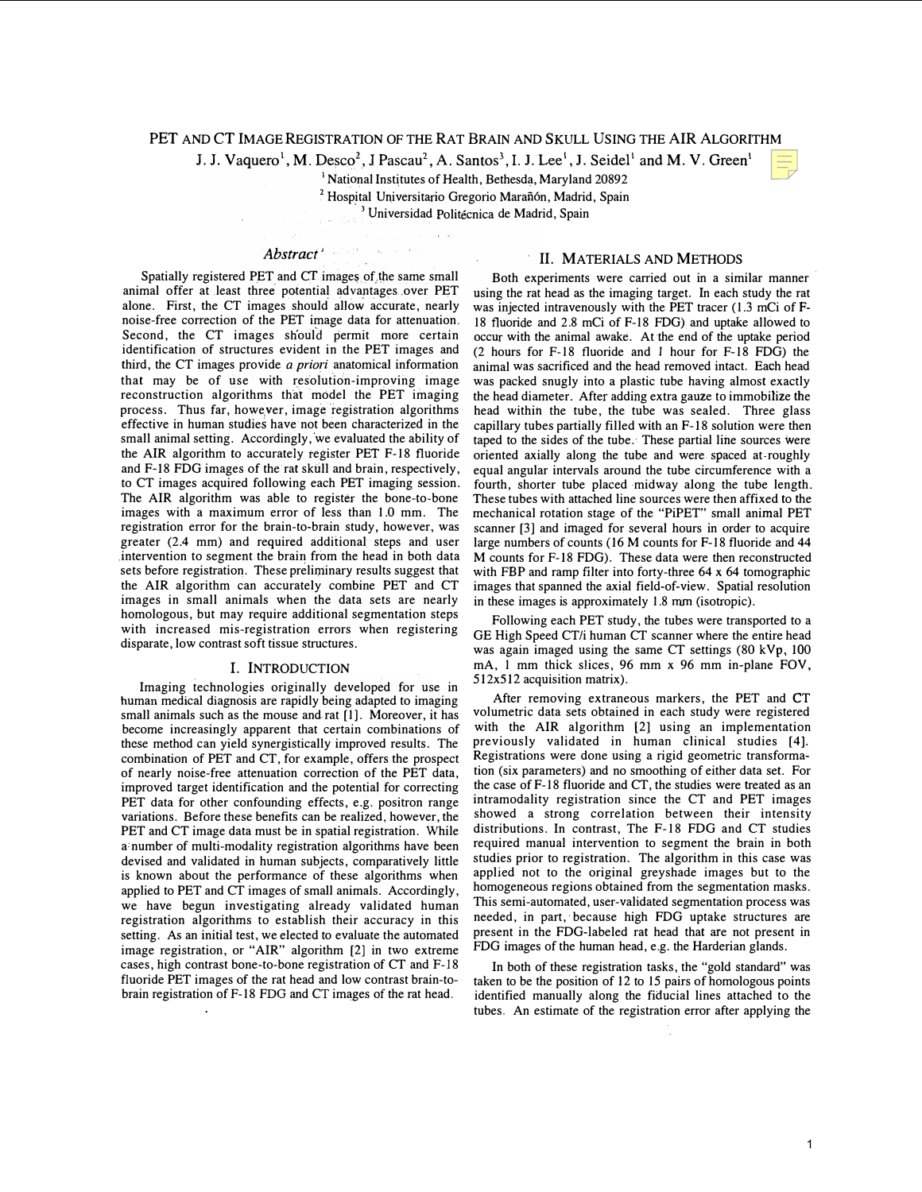# PET and CT Image Registration of the Rat Brain and Skull Using the AIR Algorithm

J. J. Vaquero[1], M. Desco[2], J Pascau[2], A. Santos[3], I. J. Lee[1], J. Seidel[1] and M. V. Green[1]

[1] National Institutes of Health, Bethesda, Maryland 20892

[2] Hospital Universitario Gregorio Marañón, Madrid, Spain

[3] Universidad Politécnica de Madrid, Spain

## *Abstract*

Spatially registered PET and CT images of the same small animal offer at least three potential advantages over PET alone. First, the CT images should allow accurate, nearly noise-free correction of the PET image data for attenuation. Second, the CT images should permit more certain identification of structures evident in the PET images and third, the CT images provide *a priori* anatomical information that may be of use with resolution-improving image reconstruction algorithms that model the PET imaging process. Thus far, however, image registration algorithms effective in human studies have not been characterized in the small animal setting. Accordingly, we evaluated the ability of the AIR algorithm to accurately register PET F-18 fluoride and F-18 FDG images of the rat skull and brain, respectively, to CT images acquired following each PET imaging session. The AIR algorithm was able to register the bone-to-bone images with a maximum error of less than 1.0 mm. The registration error for the brain-to-brain study, however, was greater (2.4 mm) and required additional steps and user intervention to segment the brain from the head in both data sets before registration. These preliminary results suggest that the AIR algorithm can accurately combine PET and CT images in small animals when the data sets are nearly homologous, but may require additional segmentation steps with increased mis-registration errors when registering disparate, low contrast soft tissue structures.

## I. Introduction

Imaging technologies originally developed for use in human medical diagnosis are rapidly being adapted to imaging small animals such as the mouse and rat [1]. Moreover, it has become increasingly apparent that certain combinations of these method can yield synergistically improved results. The combination of PET and CT, for example, offers the prospect of nearly noise-free attenuation correction of the PET data, improved target identification and the potential for correcting PET data for other confounding effects, e.g. positron range variations. Before these benefits can be realized, however, the PET and CT image data must be in spatial registration. While a number of multi-modality registration algorithms have been devised and validated in human subjects, comparatively little is known about the performance of these algorithms when applied to PET and CT images of small animals. Accordingly, we have begun investigating already validated human registration algorithms to establish their accuracy in this setting. As an initial test, we elected to evaluate the automated image registration, or "AIR" algorithm [2] in two extreme cases, high contrast bone-to-bone registration of CT and F-18 fluoride PET images of the rat head and low contrast brain-to-brain registration of F-18 FDG and CT images of the rat head.

## II. Materials and Methods

Both experiments were carried out in a similar manner using the rat head as the imaging target. In each study the rat was injected intravenously with the PET tracer (1.3 mCi of F-18 fluoride and 2.8 mCi of F-18 FDG) and uptake allowed to occur with the animal awake. At the end of the uptake period (2 hours for F-18 fluoride and 1 hour for F-18 FDG) the animal was sacrificed and the head removed intact. Each head was packed snugly into a plastic tube having almost exactly the head diameter. After adding extra gauze to immobilize the head within the tube, the tube was sealed. Three glass capillary tubes partially filled with an F-18 solution were then taped to the sides of the tube. These partial line sources were oriented axially along the tube and were spaced at roughly equal angular intervals around the tube circumference with a fourth, shorter tube placed midway along the tube length. These tubes with attached line sources were then affixed to the mechanical rotation stage of the "PiPET" small animal PET scanner [3] and imaged for several hours in order to acquire large numbers of counts (16 M counts for F-18 fluoride and 44 M counts for F-18 FDG). These data were then reconstructed with FBP and ramp filter into forty-three 64 x 64 tomographic images that spanned the axial field-of-view. Spatial resolution in these images is approximately 1.8 mm (isotropic).

Following each PET study, the tubes were transported to a GE High Speed CT/i human CT scanner where the entire head was again imaged using the same CT settings (80 kVp, 100 mA, 1 mm thick slices, 96 mm x 96 mm in-plane FOV, 512x512 acquisition matrix).

After removing extraneous markers, the PET and CT volumetric data sets obtained in each study were registered with the AIR algorithm [2] using an implementation previously validated in human clinical studies [4]. Registrations were done using a rigid geometric transformation (six parameters) and no smoothing of either data set. For the case of F-18 fluoride and CT, the studies were treated as an intramodality registration since the CT and PET images showed a strong correlation between their intensity distributions. In contrast, The F-18 FDG and CT studies required manual intervention to segment the brain in both studies prior to registration. The algorithm in this case was applied not to the original greyshade images but to the homogeneous regions obtained from the segmentation masks. This semi-automated, user-validated segmentation process was needed, in part, because high FDG uptake structures are present in the FDG-labeled rat head that are not present in FDG images of the human head, e.g. the Harderian glands.

In both of these registration tasks, the "gold standard" was taken to be the position of 12 to 15 pairs of homologous points identified manually along the fiducial lines attached to the tubes. An estimate of the registration error after applying the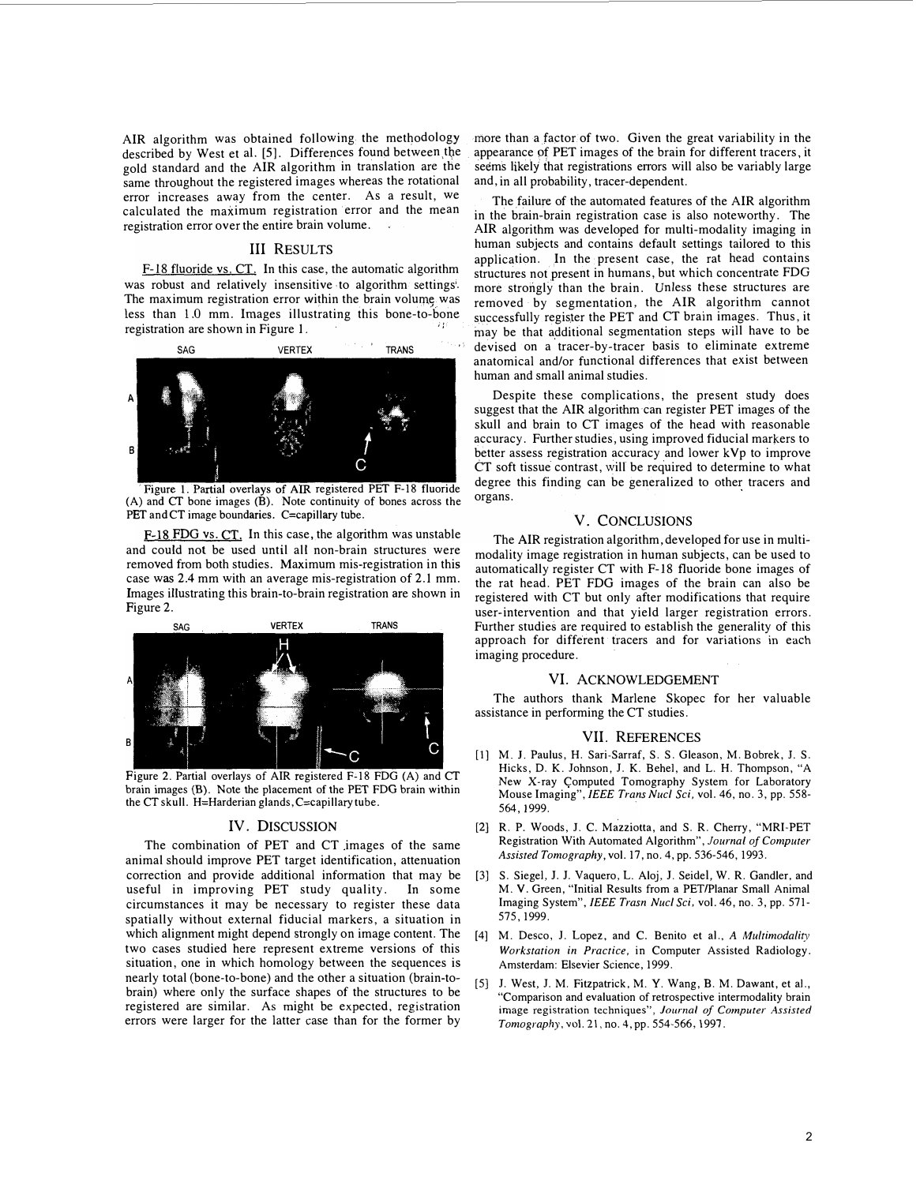AIR algorithm was obtained following the methodology described by West et al. [5]. Differences found between the gold standard and the AIR algorithm in translation are the same throughout the registered images whereas the rotational error increases away from the center. As a result, we calculated the maximum registration error and the mean registration error over the entire brain volume.

## III RESULTS

F-18 fluoride vs. CT. In this case, the automatic algorithm was robust and relatively insensitive to algorithm settings. The maximum registration error within the brain volume was less than 1.0 mm. Images illustrating this bone-to-bone registration are shown in Figure 1.

SAG VERTEX TRANS

A

B

C

Figure 1. Partial overlays of AIR registered PET F-18 fluoride (A) and CT bone images (B). Note continuity of bones across the PET and CT image boundaries. C=capillary tube.

F-18 FDG vs. CT. In this case, the algorithm was unstable and could not be used until all non-brain structures were removed from both studies. Maximum mis-registration in this case was 2.4 mm with an average mis-registration of 2.1 mm. Images illustrating this brain-to-brain registration are shown in Figure 2.

SAG VERTEX TRANS

H

A

B

C

C

Figure 2. Partial overlays of AIR registered F-18 FDG (A) and CT brain images (B). Note the placement of the PET FDG brain within the CT skull. H=Harderian glands, C=capillary tube.

## IV. DISCUSSION

The combination of PET and CT images of the same animal should improve PET target identification, attenuation correction and provide additional information that may be useful in improving PET study quality. In some circumstances it may be necessary to register these data spatially without external fiducial markers, a situation in which alignment might depend strongly on image content. The two cases studied here represent extreme versions of this situation, one in which homology between the sequences is nearly total (bone-to-bone) and the other a situation (brain-to-brain) where only the surface shapes of the structures to be registered are similar. As might be expected, registration errors were larger for the latter case than for the former by more than a factor of two. Given the great variability in the appearance of PET images of the brain for different tracers, it seems likely that registrations errors will also be variably large and, in all probability, tracer-dependent.

The failure of the automated features of the AIR algorithm in the brain-brain registration case is also noteworthy. The AIR algorithm was developed for multi-modality imaging in human subjects and contains default settings tailored to this application. In the present case, the rat head contains structures not present in humans, but which concentrate FDG more strongly than the brain. Unless these structures are removed by segmentation, the AIR algorithm cannot successfully register the PET and CT brain images. Thus, it may be that additional segmentation steps will have to be devised on a tracer-by-tracer basis to eliminate extreme anatomical and/or functional differences that exist between human and small animal studies.

Despite these complications, the present study does suggest that the AIR algorithm can register PET images of the skull and brain to CT images of the head with reasonable accuracy. Further studies, using improved fiducial markers to better assess registration accuracy and lower kVp to improve CT soft tissue contrast, will be required to determine to what degree this finding can be generalized to other tracers and organs.

## V. CONCLUSIONS

The AIR registration algorithm, developed for use in multi-modality image registration in human subjects, can be used to automatically register CT with F-18 fluoride bone images of the rat head. PET FDG images of the brain can also be registered with CT but only after modifications that require user-intervention and that yield larger registration errors. Further studies are required to establish the generality of this approach for different tracers and for variations in each imaging procedure.

## VI. ACKNOWLEDGEMENT

The authors thank Marlene Skopec for her valuable assistance in performing the CT studies.

## VII. REFERENCES

[1] M. J. Paulus, H. Sari-Sarraf, S. S. Gleason, M. Bobrek, J. S. Hicks, D. K. Johnson, J. K. Behel, and L. H. Thompson, "A New X-ray Computed Tomography System for Laboratory Mouse Imaging", *IEEE Trans Nucl Sci*, vol. 46, no. 3, pp. 558-564, 1999.

[2] R. P. Woods, J. C. Mazziotta, and S. R. Cherry, "MRI-PET Registration With Automated Algorithm", *Journal of Computer Assisted Tomography*, vol. 17, no. 4, pp. 536-546, 1993.

[3] S. Siegel, J. J. Vaquero, L. Aloj, J. Seidel, W. R. Gandler, and M. V. Green, "Initial Results from a PET/Planar Small Animal Imaging System", *IEEE Trasn Nucl Sci*, vol. 46, no. 3, pp. 571-575, 1999.

[4] M. Desco, J. Lopez, and C. Benito et al., *A Multimodality Workstation in Practice*, in Computer Assisted Radiology. Amsterdam: Elsevier Science, 1999.

[5] J. West, J. M. Fitzpatrick, M. Y. Wang, B. M. Dawant, et al., "Comparison and evaluation of retrospective intermodality brain image registration techniques", *Journal of Computer Assisted Tomography*, vol. 21, no. 4, pp. 554-566, 1997.